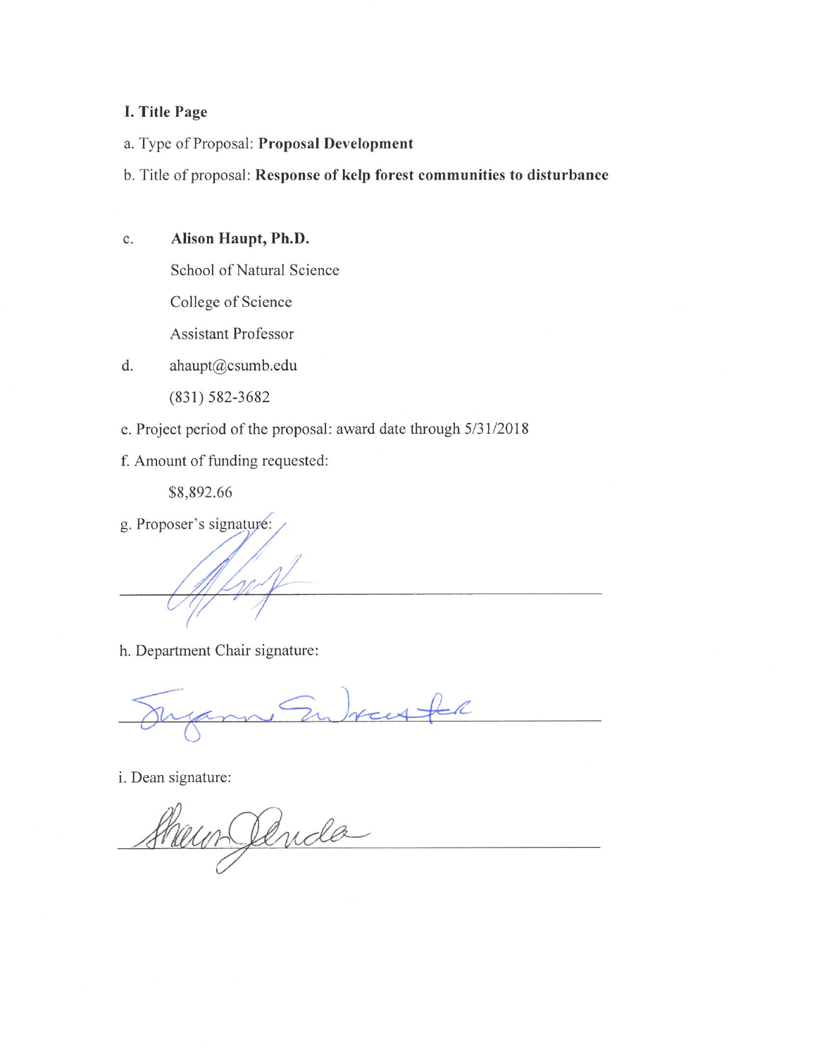## I. Title Page

a. Type of Proposal: **Proposal Development**

b. Title of proposal: **Response of kelp forest communities to disturbance**

c. **Alison Haupt, Ph.D.**

School of Natural Science

College of Science

Assistant Professor

d. ahaupt@csumb.edu

(831) 582-3682

e. Project period of the proposal: award date through 5/31/2018

f. Amount of funding requested:

$8,892.66

g. Proposer's signature:

h. Department Chair signature:

i. Dean signature: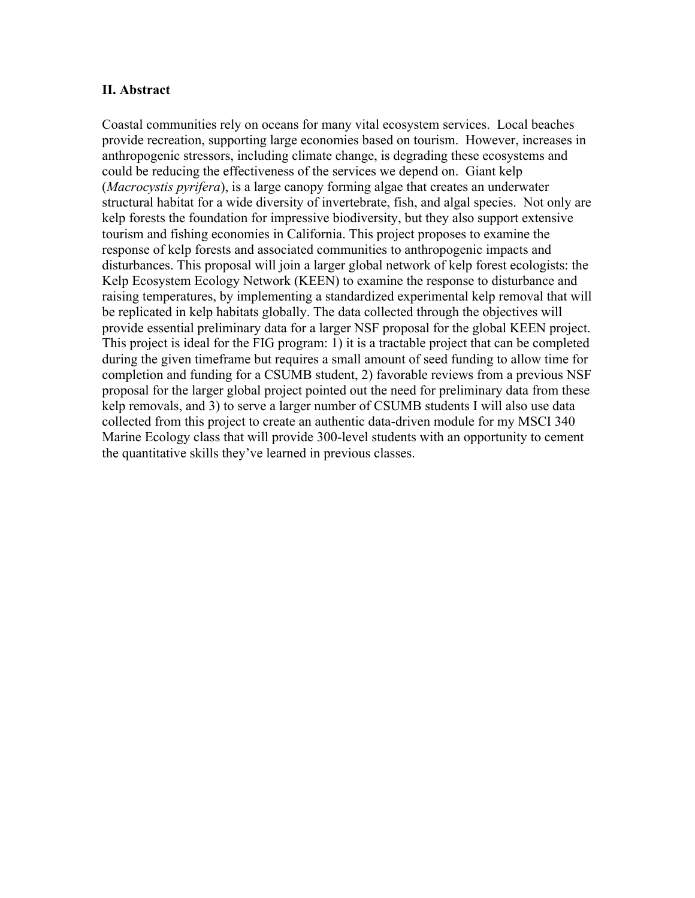### II. Abstract

Coastal communities rely on oceans for many vital ecosystem services. Local beaches provide recreation, supporting large economies based on tourism. However, increases in anthropogenic stressors, including climate change, is degrading these ecosystems and could be reducing the effectiveness of the services we depend on. Giant kelp (*Macrocystis pyrifera*), is a large canopy forming algae that creates an underwater structural habitat for a wide diversity of invertebrate, fish, and algal species. Not only are kelp forests the foundation for impressive biodiversity, but they also support extensive tourism and fishing economies in California. This project proposes to examine the response of kelp forests and associated communities to anthropogenic impacts and disturbances. This proposal will join a larger global network of kelp forest ecologists: the Kelp Ecosystem Ecology Network (KEEN) to examine the response to disturbance and raising temperatures, by implementing a standardized experimental kelp removal that will be replicated in kelp habitats globally. The data collected through the objectives will provide essential preliminary data for a larger NSF proposal for the global KEEN project. This project is ideal for the FIG program: 1) it is a tractable project that can be completed during the given timeframe but requires a small amount of seed funding to allow time for completion and funding for a CSUMB student, 2) favorable reviews from a previous NSF proposal for the larger global project pointed out the need for preliminary data from these kelp removals, and 3) to serve a larger number of CSUMB students I will also use data collected from this project to create an authentic data-driven module for my MSCI 340 Marine Ecology class that will provide 300-level students with an opportunity to cement the quantitative skills they've learned in previous classes.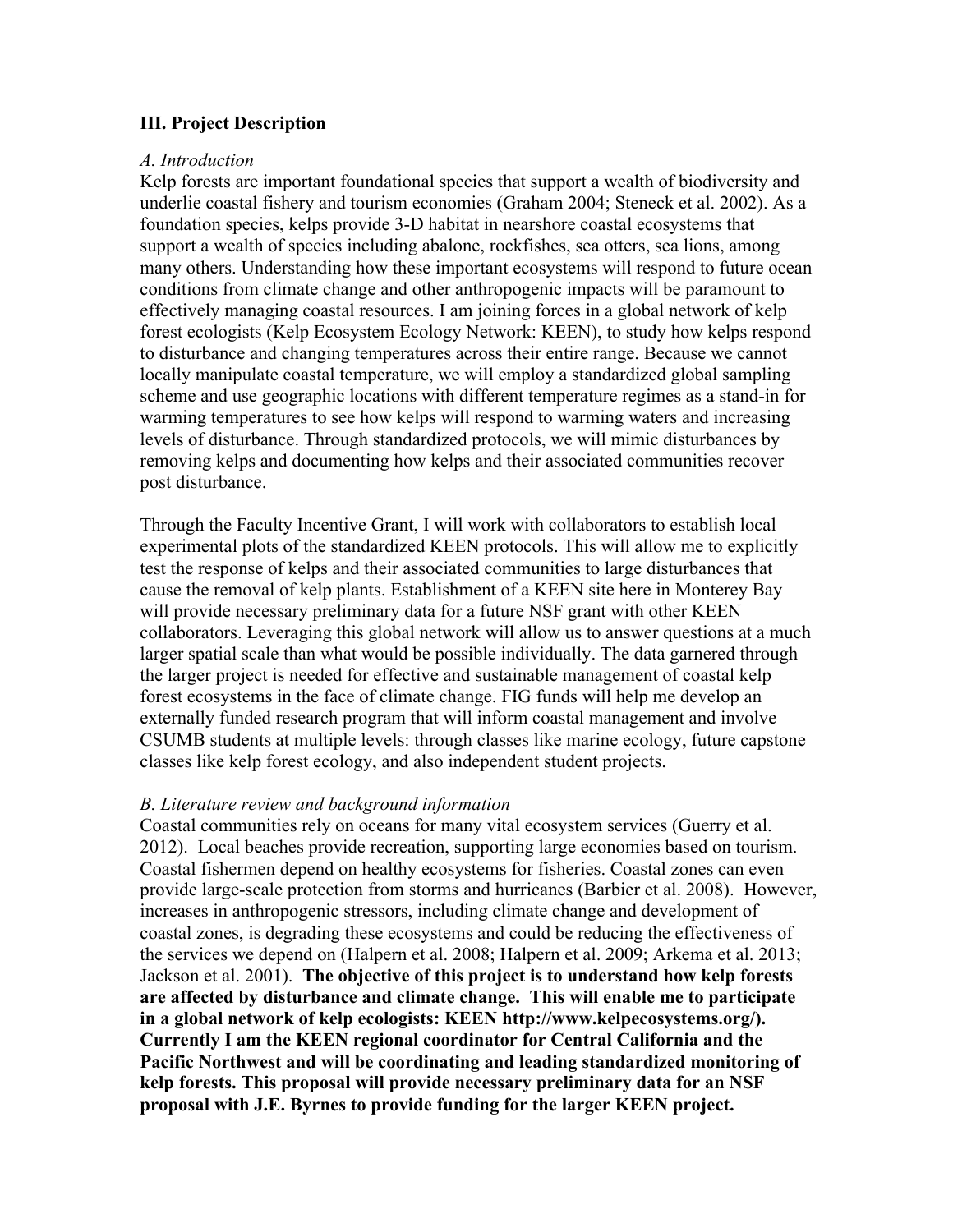**III. Project Description**

*A. Introduction*

Kelp forests are important foundational species that support a wealth of biodiversity and underlie coastal fishery and tourism economies (Graham 2004; Steneck et al. 2002). As a foundation species, kelps provide 3-D habitat in nearshore coastal ecosystems that support a wealth of species including abalone, rockfishes, sea otters, sea lions, among many others. Understanding how these important ecosystems will respond to future ocean conditions from climate change and other anthropogenic impacts will be paramount to effectively managing coastal resources. I am joining forces in a global network of kelp forest ecologists (Kelp Ecosystem Ecology Network: KEEN), to study how kelps respond to disturbance and changing temperatures across their entire range. Because we cannot locally manipulate coastal temperature, we will employ a standardized global sampling scheme and use geographic locations with different temperature regimes as a stand-in for warming temperatures to see how kelps will respond to warming waters and increasing levels of disturbance. Through standardized protocols, we will mimic disturbances by removing kelps and documenting how kelps and their associated communities recover post disturbance.

Through the Faculty Incentive Grant, I will work with collaborators to establish local experimental plots of the standardized KEEN protocols. This will allow me to explicitly test the response of kelps and their associated communities to large disturbances that cause the removal of kelp plants. Establishment of a KEEN site here in Monterey Bay will provide necessary preliminary data for a future NSF grant with other KEEN collaborators. Leveraging this global network will allow us to answer questions at a much larger spatial scale than what would be possible individually. The data garnered through the larger project is needed for effective and sustainable management of coastal kelp forest ecosystems in the face of climate change. FIG funds will help me develop an externally funded research program that will inform coastal management and involve CSUMB students at multiple levels: through classes like marine ecology, future capstone classes like kelp forest ecology, and also independent student projects.

*B. Literature review and background information*

Coastal communities rely on oceans for many vital ecosystem services (Guerry et al. 2012). Local beaches provide recreation, supporting large economies based on tourism. Coastal fishermen depend on healthy ecosystems for fisheries. Coastal zones can even provide large-scale protection from storms and hurricanes (Barbier et al. 2008). However, increases in anthropogenic stressors, including climate change and development of coastal zones, is degrading these ecosystems and could be reducing the effectiveness of the services we depend on (Halpern et al. 2008; Halpern et al. 2009; Arkema et al. 2013; Jackson et al. 2001). **The objective of this project is to understand how kelp forests are affected by disturbance and climate change. This will enable me to participate in a global network of kelp ecologists: KEEN http://www.kelpecosystems.org/). Currently I am the KEEN regional coordinator for Central California and the Pacific Northwest and will be coordinating and leading standardized monitoring of kelp forests. This proposal will provide necessary preliminary data for an NSF proposal with J.E. Byrnes to provide funding for the larger KEEN project.**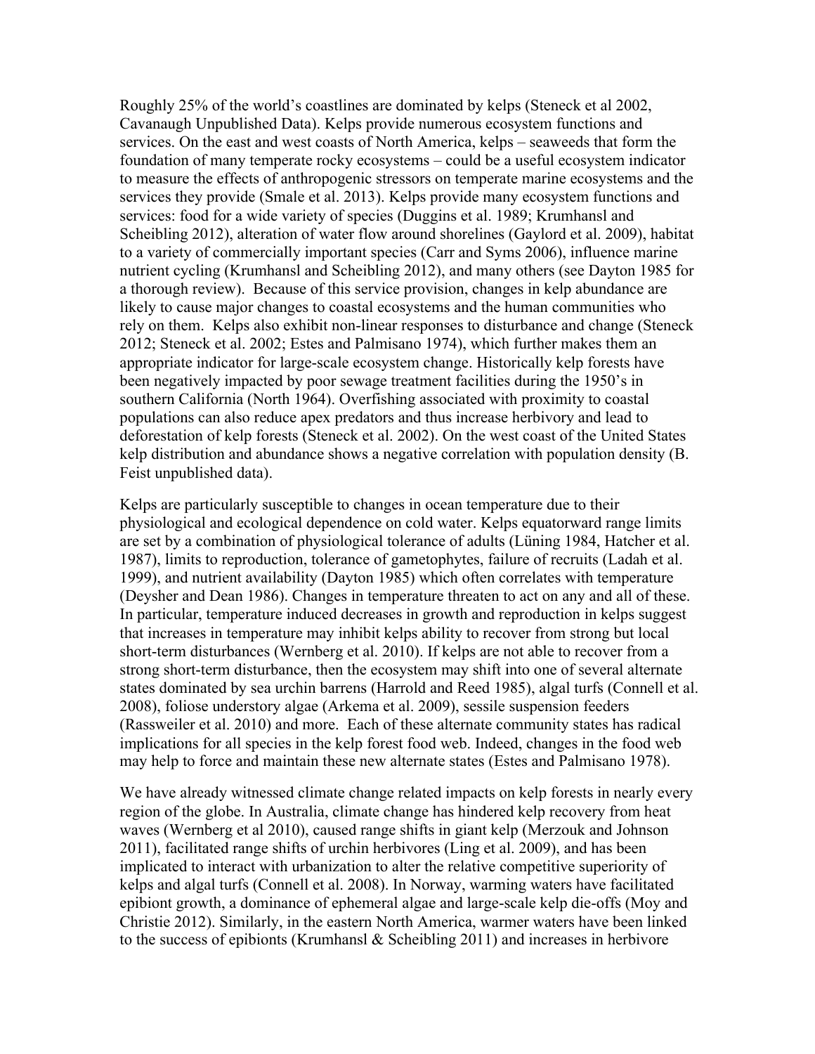Roughly 25% of the world's coastlines are dominated by kelps (Steneck et al 2002, Cavanaugh Unpublished Data). Kelps provide numerous ecosystem functions and services. On the east and west coasts of North America, kelps – seaweeds that form the foundation of many temperate rocky ecosystems – could be a useful ecosystem indicator to measure the effects of anthropogenic stressors on temperate marine ecosystems and the services they provide (Smale et al. 2013). Kelps provide many ecosystem functions and services: food for a wide variety of species (Duggins et al. 1989; Krumhansl and Scheibling 2012), alteration of water flow around shorelines (Gaylord et al. 2009), habitat to a variety of commercially important species (Carr and Syms 2006), influence marine nutrient cycling (Krumhansl and Scheibling 2012), and many others (see Dayton 1985 for a thorough review). Because of this service provision, changes in kelp abundance are likely to cause major changes to coastal ecosystems and the human communities who rely on them. Kelps also exhibit non-linear responses to disturbance and change (Steneck 2012; Steneck et al. 2002; Estes and Palmisano 1974), which further makes them an appropriate indicator for large-scale ecosystem change. Historically kelp forests have been negatively impacted by poor sewage treatment facilities during the 1950's in southern California (North 1964). Overfishing associated with proximity to coastal populations can also reduce apex predators and thus increase herbivory and lead to deforestation of kelp forests (Steneck et al. 2002). On the west coast of the United States kelp distribution and abundance shows a negative correlation with population density (B. Feist unpublished data).

Kelps are particularly susceptible to changes in ocean temperature due to their physiological and ecological dependence on cold water. Kelps equatorward range limits are set by a combination of physiological tolerance of adults (Lüning 1984, Hatcher et al. 1987), limits to reproduction, tolerance of gametophytes, failure of recruits (Ladah et al. 1999), and nutrient availability (Dayton 1985) which often correlates with temperature (Deysher and Dean 1986). Changes in temperature threaten to act on any and all of these. In particular, temperature induced decreases in growth and reproduction in kelps suggest that increases in temperature may inhibit kelps ability to recover from strong but local short-term disturbances (Wernberg et al. 2010). If kelps are not able to recover from a strong short-term disturbance, then the ecosystem may shift into one of several alternate states dominated by sea urchin barrens (Harrold and Reed 1985), algal turfs (Connell et al. 2008), foliose understory algae (Arkema et al. 2009), sessile suspension feeders (Rassweiler et al. 2010) and more. Each of these alternate community states has radical implications for all species in the kelp forest food web. Indeed, changes in the food web may help to force and maintain these new alternate states (Estes and Palmisano 1978).

We have already witnessed climate change related impacts on kelp forests in nearly every region of the globe. In Australia, climate change has hindered kelp recovery from heat waves (Wernberg et al 2010), caused range shifts in giant kelp (Merzouk and Johnson 2011), facilitated range shifts of urchin herbivores (Ling et al. 2009), and has been implicated to interact with urbanization to alter the relative competitive superiority of kelps and algal turfs (Connell et al. 2008). In Norway, warming waters have facilitated epibiont growth, a dominance of ephemeral algae and large-scale kelp die-offs (Moy and Christie 2012). Similarly, in the eastern North America, warmer waters have been linked to the success of epibionts (Krumhansl & Scheibling 2011) and increases in herbivore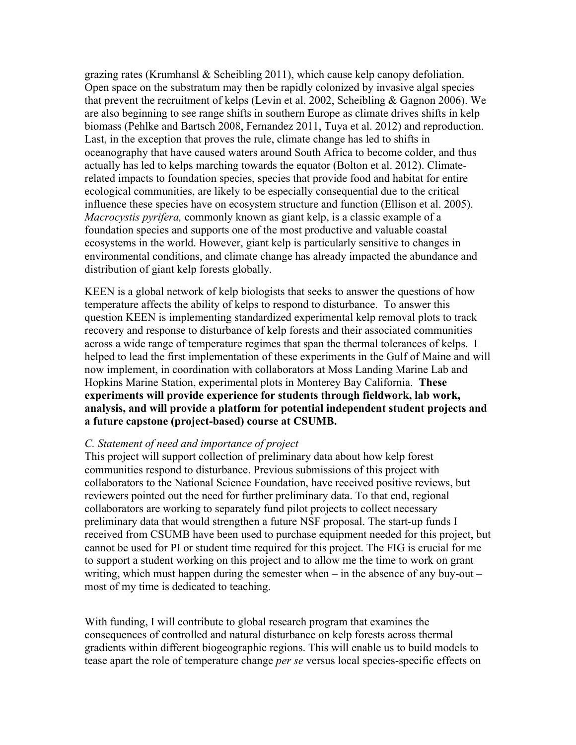grazing rates (Krumhansl & Scheibling 2011), which cause kelp canopy defoliation. Open space on the substratum may then be rapidly colonized by invasive algal species that prevent the recruitment of kelps (Levin et al. 2002, Scheibling & Gagnon 2006). We are also beginning to see range shifts in southern Europe as climate drives shifts in kelp biomass (Pehlke and Bartsch 2008, Fernandez 2011, Tuya et al. 2012) and reproduction. Last, in the exception that proves the rule, climate change has led to shifts in oceanography that have caused waters around South Africa to become colder, and thus actually has led to kelps marching towards the equator (Bolton et al. 2012). Climate-related impacts to foundation species, species that provide food and habitat for entire ecological communities, are likely to be especially consequential due to the critical influence these species have on ecosystem structure and function (Ellison et al. 2005). *Macrocystis pyrifera,* commonly known as giant kelp, is a classic example of a foundation species and supports one of the most productive and valuable coastal ecosystems in the world. However, giant kelp is particularly sensitive to changes in environmental conditions, and climate change has already impacted the abundance and distribution of giant kelp forests globally.

KEEN is a global network of kelp biologists that seeks to answer the questions of how temperature affects the ability of kelps to respond to disturbance. To answer this question KEEN is implementing standardized experimental kelp removal plots to track recovery and response to disturbance of kelp forests and their associated communities across a wide range of temperature regimes that span the thermal tolerances of kelps. I helped to lead the first implementation of these experiments in the Gulf of Maine and will now implement, in coordination with collaborators at Moss Landing Marine Lab and Hopkins Marine Station, experimental plots in Monterey Bay California. **These experiments will provide experience for students through fieldwork, lab work, analysis, and will provide a platform for potential independent student projects and a future capstone (project-based) course at CSUMB.**

*C. Statement of need and importance of project*

This project will support collection of preliminary data about how kelp forest communities respond to disturbance. Previous submissions of this project with collaborators to the National Science Foundation, have received positive reviews, but reviewers pointed out the need for further preliminary data. To that end, regional collaborators are working to separately fund pilot projects to collect necessary preliminary data that would strengthen a future NSF proposal. The start-up funds I received from CSUMB have been used to purchase equipment needed for this project, but cannot be used for PI or student time required for this project. The FIG is crucial for me to support a student working on this project and to allow me the time to work on grant writing, which must happen during the semester when – in the absence of any buy-out – most of my time is dedicated to teaching.

With funding, I will contribute to global research program that examines the consequences of controlled and natural disturbance on kelp forests across thermal gradients within different biogeographic regions. This will enable us to build models to tease apart the role of temperature change *per se* versus local species-specific effects on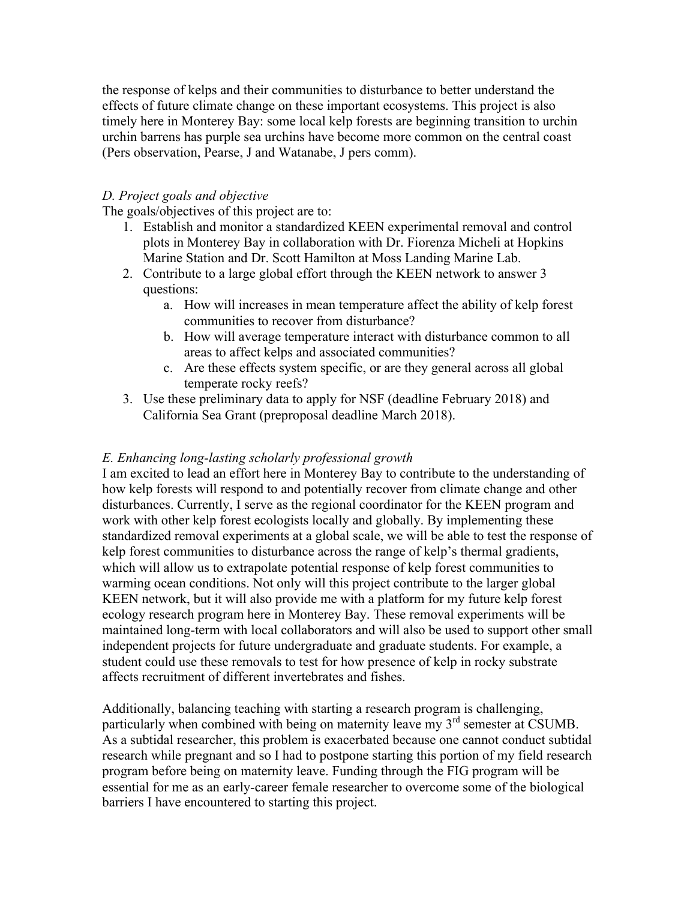the response of kelps and their communities to disturbance to better understand the effects of future climate change on these important ecosystems. This project is also timely here in Monterey Bay: some local kelp forests are beginning transition to urchin urchin barrens has purple sea urchins have become more common on the central coast (Pers observation, Pearse, J and Watanabe, J pers comm).

*D. Project goals and objective*

The goals/objectives of this project are to:

1. Establish and monitor a standardized KEEN experimental removal and control plots in Monterey Bay in collaboration with Dr. Fiorenza Micheli at Hopkins Marine Station and Dr. Scott Hamilton at Moss Landing Marine Lab.
2. Contribute to a large global effort through the KEEN network to answer 3 questions:
   a. How will increases in mean temperature affect the ability of kelp forest communities to recover from disturbance?
   b. How will average temperature interact with disturbance common to all areas to affect kelps and associated communities?
   c. Are these effects system specific, or are they general across all global temperate rocky reefs?
3. Use these preliminary data to apply for NSF (deadline February 2018) and California Sea Grant (preproposal deadline March 2018).

*E. Enhancing long-lasting scholarly professional growth*

I am excited to lead an effort here in Monterey Bay to contribute to the understanding of how kelp forests will respond to and potentially recover from climate change and other disturbances. Currently, I serve as the regional coordinator for the KEEN program and work with other kelp forest ecologists locally and globally. By implementing these standardized removal experiments at a global scale, we will be able to test the response of kelp forest communities to disturbance across the range of kelp's thermal gradients, which will allow us to extrapolate potential response of kelp forest communities to warming ocean conditions. Not only will this project contribute to the larger global KEEN network, but it will also provide me with a platform for my future kelp forest ecology research program here in Monterey Bay. These removal experiments will be maintained long-term with local collaborators and will also be used to support other small independent projects for future undergraduate and graduate students. For example, a student could use these removals to test for how presence of kelp in rocky substrate affects recruitment of different invertebrates and fishes.

Additionally, balancing teaching with starting a research program is challenging, particularly when combined with being on maternity leave my 3rd semester at CSUMB. As a subtidal researcher, this problem is exacerbated because one cannot conduct subtidal research while pregnant and so I had to postpone starting this portion of my field research program before being on maternity leave. Funding through the FIG program will be essential for me as an early-career female researcher to overcome some of the biological barriers I have encountered to starting this project.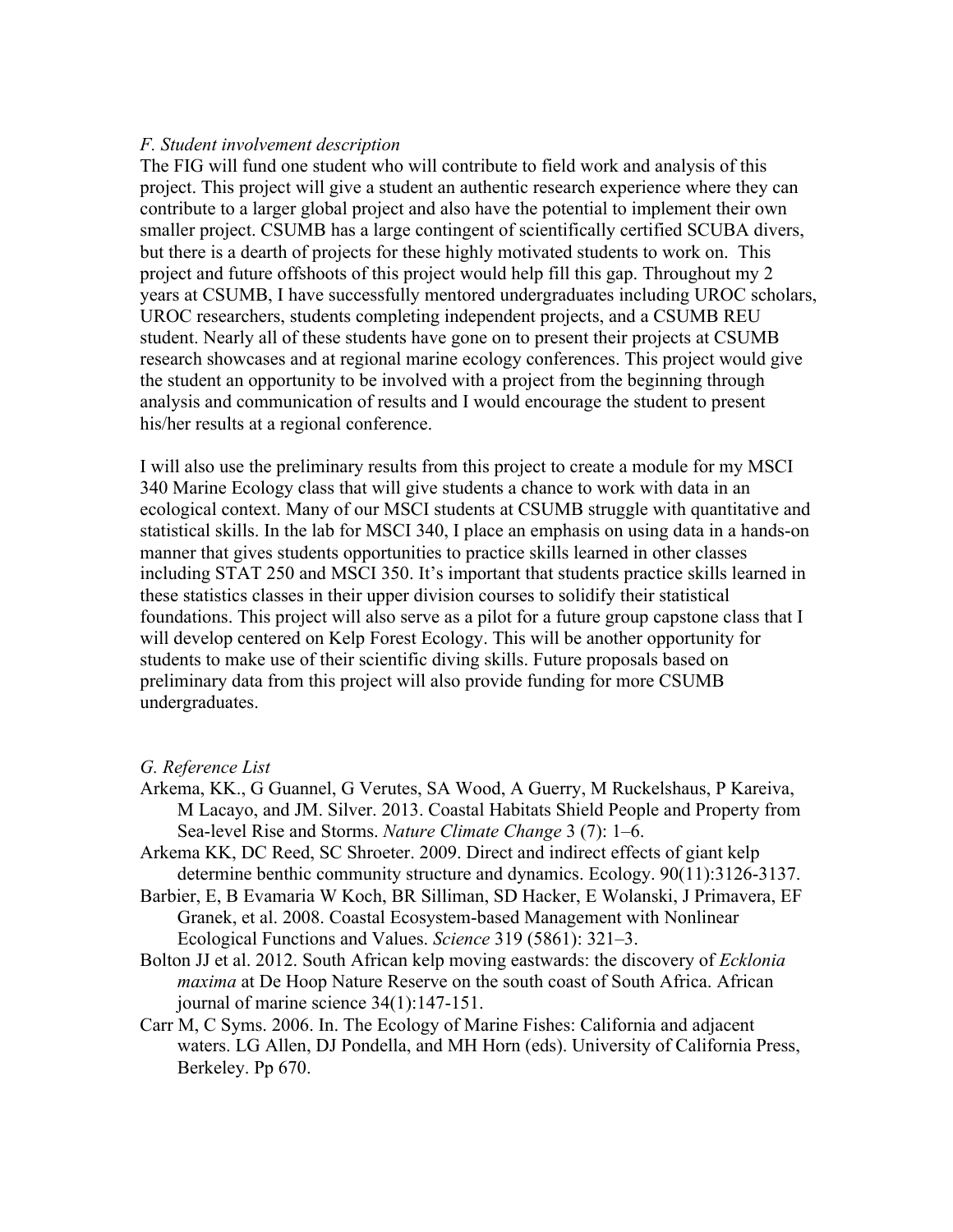*F. Student involvement description*

The FIG will fund one student who will contribute to field work and analysis of this project. This project will give a student an authentic research experience where they can contribute to a larger global project and also have the potential to implement their own smaller project. CSUMB has a large contingent of scientifically certified SCUBA divers, but there is a dearth of projects for these highly motivated students to work on. This project and future offshoots of this project would help fill this gap. Throughout my 2 years at CSUMB, I have successfully mentored undergraduates including UROC scholars, UROC researchers, students completing independent projects, and a CSUMB REU student. Nearly all of these students have gone on to present their projects at CSUMB research showcases and at regional marine ecology conferences. This project would give the student an opportunity to be involved with a project from the beginning through analysis and communication of results and I would encourage the student to present his/her results at a regional conference.

I will also use the preliminary results from this project to create a module for my MSCI 340 Marine Ecology class that will give students a chance to work with data in an ecological context. Many of our MSCI students at CSUMB struggle with quantitative and statistical skills. In the lab for MSCI 340, I place an emphasis on using data in a hands-on manner that gives students opportunities to practice skills learned in other classes including STAT 250 and MSCI 350. It's important that students practice skills learned in these statistics classes in their upper division courses to solidify their statistical foundations. This project will also serve as a pilot for a future group capstone class that I will develop centered on Kelp Forest Ecology. This will be another opportunity for students to make use of their scientific diving skills. Future proposals based on preliminary data from this project will also provide funding for more CSUMB undergraduates.

*G. Reference List*

Arkema, KK., G Guannel, G Verutes, SA Wood, A Guerry, M Ruckelshaus, P Kareiva, M Lacayo, and JM. Silver. 2013. Coastal Habitats Shield People and Property from Sea-level Rise and Storms. *Nature Climate Change* 3 (7): 1–6.

Arkema KK, DC Reed, SC Shroeter. 2009. Direct and indirect effects of giant kelp determine benthic community structure and dynamics. Ecology. 90(11):3126-3137.

Barbier, E, B Evamaria W Koch, BR Silliman, SD Hacker, E Wolanski, J Primavera, EF Granek, et al. 2008. Coastal Ecosystem-based Management with Nonlinear Ecological Functions and Values. *Science* 319 (5861): 321–3.

Bolton JJ et al. 2012. South African kelp moving eastwards: the discovery of *Ecklonia maxima* at De Hoop Nature Reserve on the south coast of South Africa. African journal of marine science 34(1):147-151.

Carr M, C Syms. 2006. In. The Ecology of Marine Fishes: California and adjacent waters. LG Allen, DJ Pondella, and MH Horn (eds). University of California Press, Berkeley. Pp 670.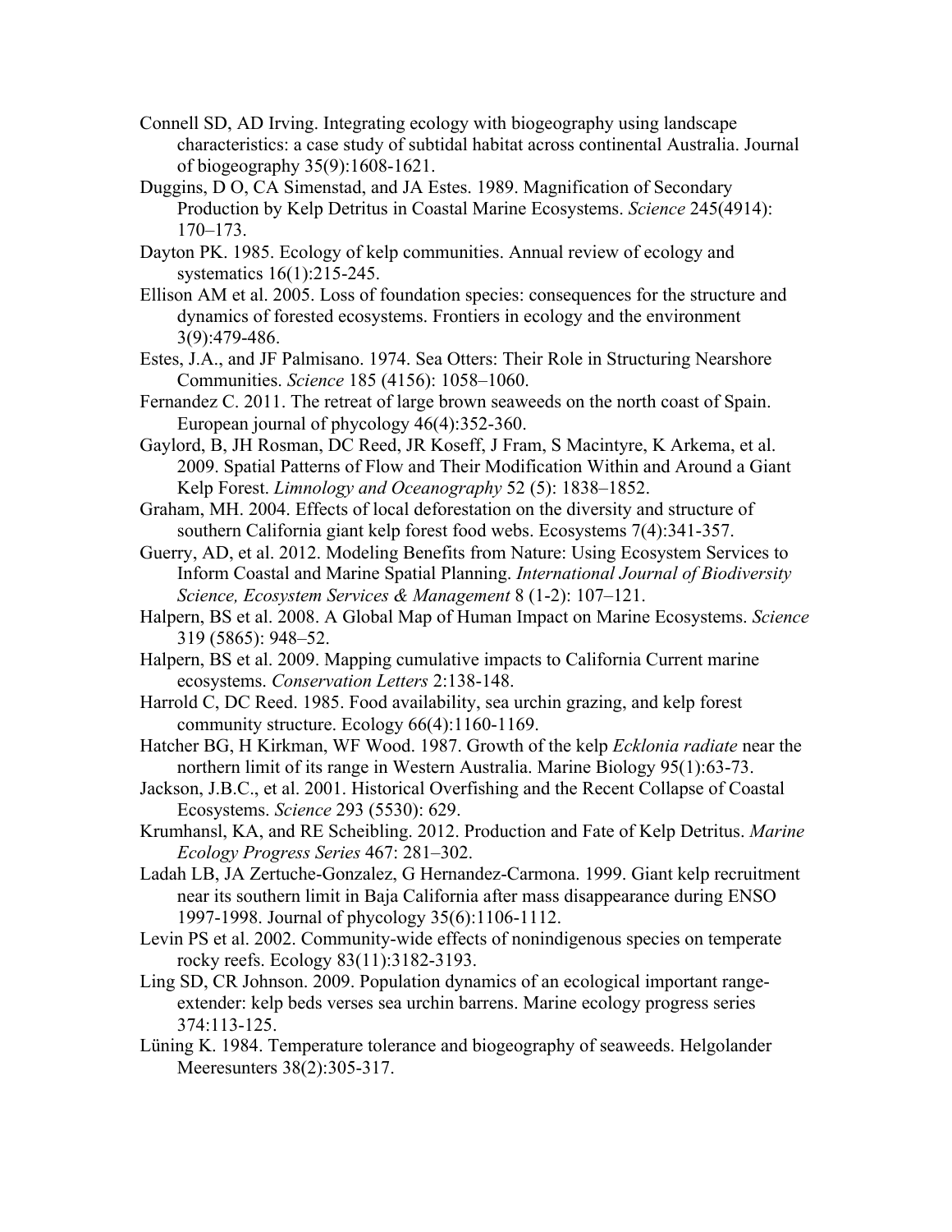Connell SD, AD Irving. Integrating ecology with biogeography using landscape characteristics: a case study of subtidal habitat across continental Australia. Journal of biogeography 35(9):1608-1621.

Duggins, D O, CA Simenstad, and JA Estes. 1989. Magnification of Secondary Production by Kelp Detritus in Coastal Marine Ecosystems. *Science* 245(4914): 170–173.

Dayton PK. 1985. Ecology of kelp communities. Annual review of ecology and systematics 16(1):215-245.

Ellison AM et al. 2005. Loss of foundation species: consequences for the structure and dynamics of forested ecosystems. Frontiers in ecology and the environment 3(9):479-486.

Estes, J.A., and JF Palmisano. 1974. Sea Otters: Their Role in Structuring Nearshore Communities. *Science* 185 (4156): 1058–1060.

Fernandez C. 2011. The retreat of large brown seaweeds on the north coast of Spain. European journal of phycology 46(4):352-360.

Gaylord, B, JH Rosman, DC Reed, JR Koseff, J Fram, S Macintyre, K Arkema, et al. 2009. Spatial Patterns of Flow and Their Modification Within and Around a Giant Kelp Forest. *Limnology and Oceanography* 52 (5): 1838–1852.

Graham, MH. 2004. Effects of local deforestation on the diversity and structure of southern California giant kelp forest food webs. Ecosystems 7(4):341-357.

Guerry, AD, et al. 2012. Modeling Benefits from Nature: Using Ecosystem Services to Inform Coastal and Marine Spatial Planning. *International Journal of Biodiversity Science, Ecosystem Services & Management* 8 (1-2): 107–121.

Halpern, BS et al. 2008. A Global Map of Human Impact on Marine Ecosystems. *Science* 319 (5865): 948–52.

Halpern, BS et al. 2009. Mapping cumulative impacts to California Current marine ecosystems. *Conservation Letters* 2:138-148.

Harrold C, DC Reed. 1985. Food availability, sea urchin grazing, and kelp forest community structure. Ecology 66(4):1160-1169.

Hatcher BG, H Kirkman, WF Wood. 1987. Growth of the kelp *Ecklonia radiate* near the northern limit of its range in Western Australia. Marine Biology 95(1):63-73.

Jackson, J.B.C., et al. 2001. Historical Overfishing and the Recent Collapse of Coastal Ecosystems. *Science* 293 (5530): 629.

Krumhansl, KA, and RE Scheibling. 2012. Production and Fate of Kelp Detritus. *Marine Ecology Progress Series* 467: 281–302.

Ladah LB, JA Zertuche-Gonzalez, G Hernandez-Carmona. 1999. Giant kelp recruitment near its southern limit in Baja California after mass disappearance during ENSO 1997-1998. Journal of phycology 35(6):1106-1112.

Levin PS et al. 2002. Community-wide effects of nonindigenous species on temperate rocky reefs. Ecology 83(11):3182-3193.

Ling SD, CR Johnson. 2009. Population dynamics of an ecological important range-extender: kelp beds verses sea urchin barrens. Marine ecology progress series 374:113-125.

Lüning K. 1984. Temperature tolerance and biogeography of seaweeds. Helgolander Meeresunters 38(2):305-317.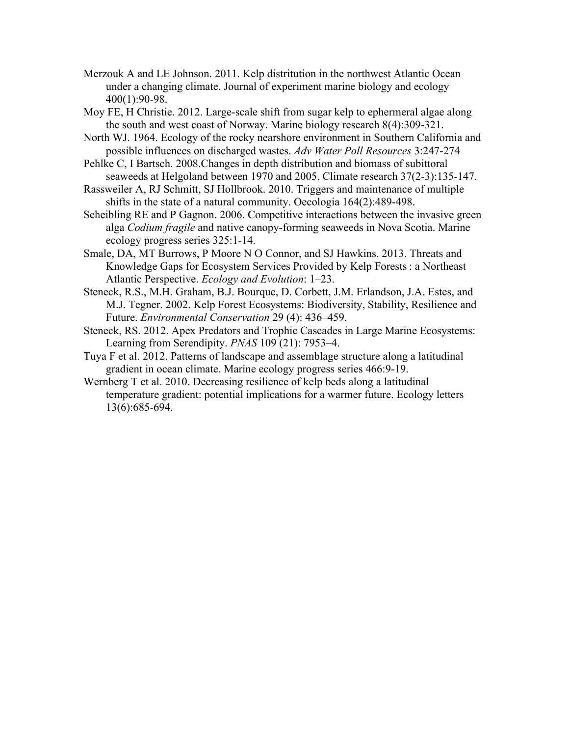Merzouk A and LE Johnson. 2011. Kelp distritution in the northwest Atlantic Ocean under a changing climate. Journal of experiment marine biology and ecology 400(1):90-98.

Moy FE, H Christie. 2012. Large-scale shift from sugar kelp to ephermeral algae along the south and west coast of Norway. Marine biology research 8(4):309-321.

North WJ. 1964. Ecology of the rocky nearshore environment in Southern California and possible influences on discharged wastes. *Adv Water Poll Resources* 3:247-274

Pehlke C, I Bartsch. 2008.Changes in depth distribution and biomass of subittoral seaweeds at Helgoland between 1970 and 2005. Climate research 37(2-3):135-147.

Rassweiler A, RJ Schmitt, SJ Hollbrook. 2010. Triggers and maintenance of multiple shifts in the state of a natural community. Oecologia 164(2):489-498.

Scheibling RE and P Gagnon. 2006. Competitive interactions between the invasive green alga *Codium fragile* and native canopy-forming seaweeds in Nova Scotia. Marine ecology progress series 325:1-14.

Smale, DA, MT Burrows, P Moore N O Connor, and SJ Hawkins. 2013. Threats and Knowledge Gaps for Ecosystem Services Provided by Kelp Forests : a Northeast Atlantic Perspective. *Ecology and Evolution*: 1–23.

Steneck, R.S., M.H. Graham, B.J. Bourque, D. Corbett, J.M. Erlandson, J.A. Estes, and M.J. Tegner. 2002. Kelp Forest Ecosystems: Biodiversity, Stability, Resilience and Future. *Environmental Conservation* 29 (4): 436–459.

Steneck, RS. 2012. Apex Predators and Trophic Cascades in Large Marine Ecosystems: Learning from Serendipity. *PNAS* 109 (21): 7953–4.

Tuya F et al. 2012. Patterns of landscape and assemblage structure along a latitudinal gradient in ocean climate. Marine ecology progress series 466:9-19.

Wernberg T et al. 2010. Decreasing resilience of kelp beds along a latitudinal temperature gradient: potential implications for a warmer future. Ecology letters 13(6):685-694.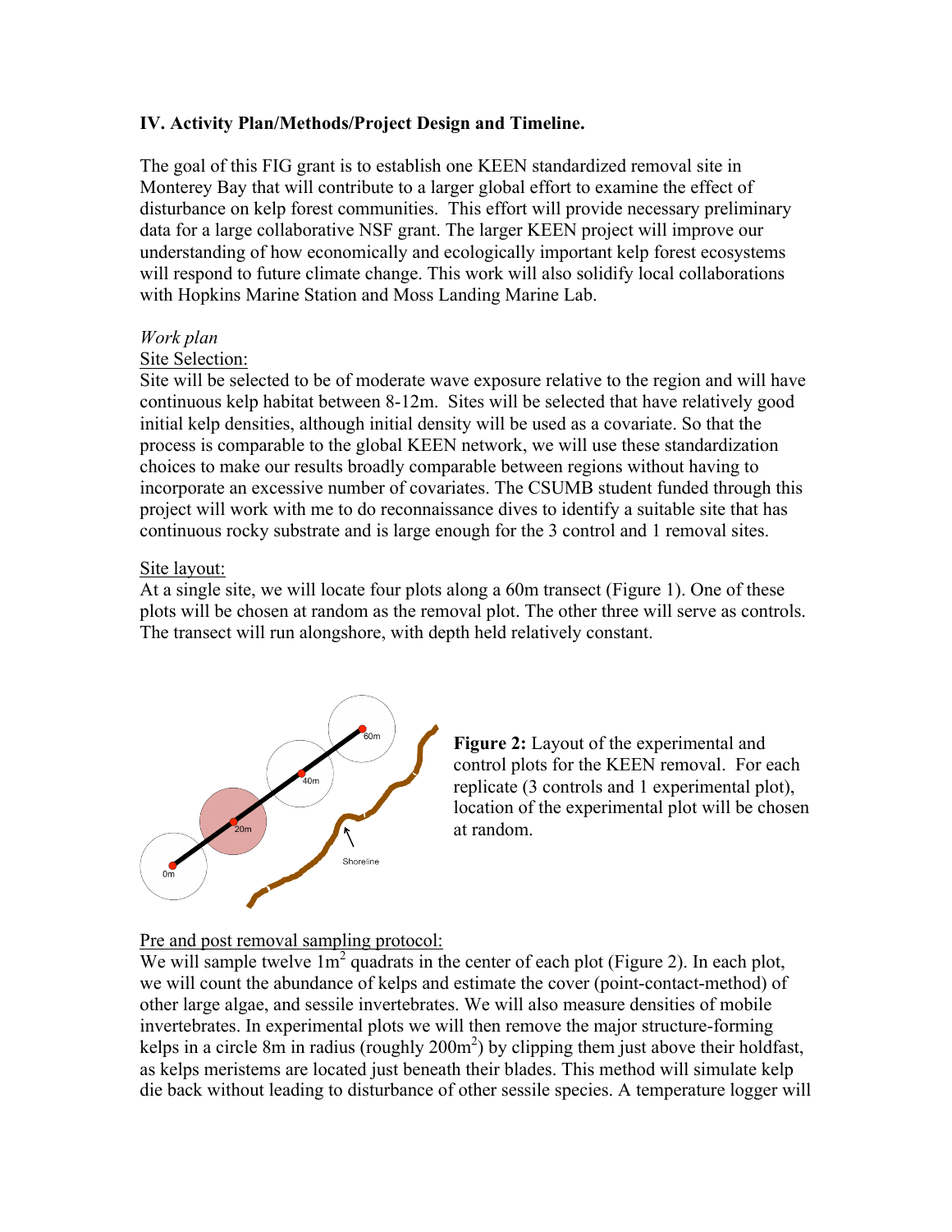**IV. Activity Plan/Methods/Project Design and Timeline.**

The goal of this FIG grant is to establish one KEEN standardized removal site in Monterey Bay that will contribute to a larger global effort to examine the effect of disturbance on kelp forest communities. This effort will provide necessary preliminary data for a large collaborative NSF grant. The larger KEEN project will improve our understanding of how economically and ecologically important kelp forest ecosystems will respond to future climate change. This work will also solidify local collaborations with Hopkins Marine Station and Moss Landing Marine Lab.

*Work plan*

Site Selection:

Site will be selected to be of moderate wave exposure relative to the region and will have continuous kelp habitat between 8-12m. Sites will be selected that have relatively good initial kelp densities, although initial density will be used as a covariate. So that the process is comparable to the global KEEN network, we will use these standardization choices to make our results broadly comparable between regions without having to incorporate an excessive number of covariates. The CSUMB student funded through this project will work with me to do reconnaissance dives to identify a suitable site that has continuous rocky substrate and is large enough for the 3 control and 1 removal sites.

Site layout:

At a single site, we will locate four plots along a 60m transect (Figure 1). One of these plots will be chosen at random as the removal plot. The other three will serve as controls. The transect will run alongshore, with depth held relatively constant.

**Figure 2:** Layout of the experimental and control plots for the KEEN removal. For each replicate (3 controls and 1 experimental plot), location of the experimental plot will be chosen at random.

Pre and post removal sampling protocol:

We will sample twelve $1m^2$ quadrats in the center of each plot (Figure 2). In each plot, we will count the abundance of kelps and estimate the cover (point-contact-method) of other large algae, and sessile invertebrates. We will also measure densities of mobile invertebrates. In experimental plots we will then remove the major structure-forming kelps in a circle 8m in radius (roughly $200m^2$) by clipping them just above their holdfast, as kelps meristems are located just beneath their blades. This method will simulate kelp die back without leading to disturbance of other sessile species. A temperature logger will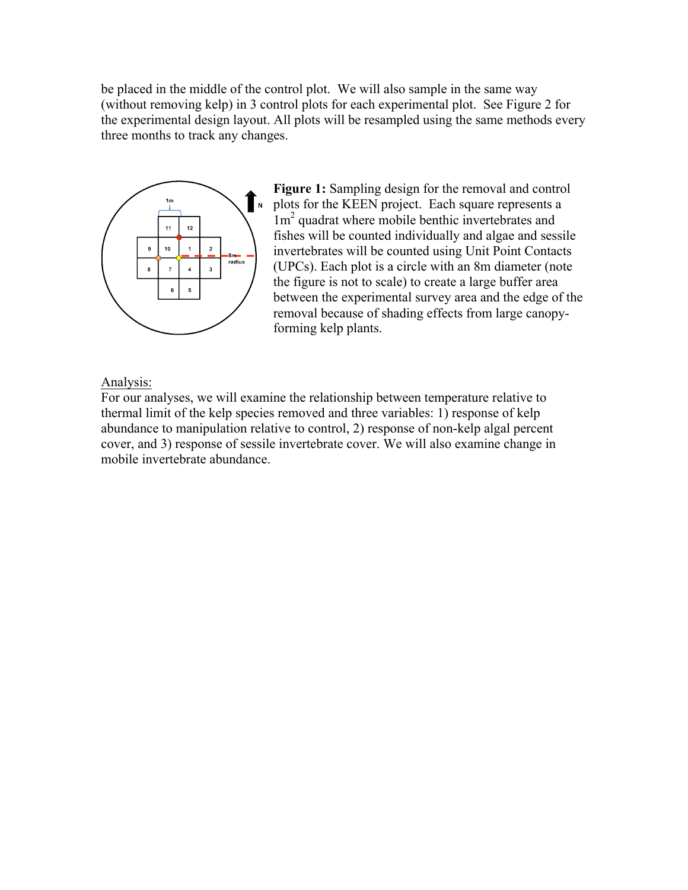be placed in the middle of the control plot. We will also sample in the same way (without removing kelp) in 3 control plots for each experimental plot. See Figure 2 for the experimental design layout. All plots will be resampled using the same methods every three months to track any changes.

**Figure 1:** Sampling design for the removal and control plots for the KEEN project. Each square represents a $1m^2$ quadrat where mobile benthic invertebrates and fishes will be counted individually and algae and sessile invertebrates will be counted using Unit Point Contacts (UPCs). Each plot is a circle with an 8m diameter (note the figure is not to scale) to create a large buffer area between the experimental survey area and the edge of the removal because of shading effects from large canopy-forming kelp plants.

<u>Analysis:</u>

For our analyses, we will examine the relationship between temperature relative to thermal limit of the kelp species removed and three variables: 1) response of kelp abundance to manipulation relative to control, 2) response of non-kelp algal percent cover, and 3) response of sessile invertebrate cover. We will also examine change in mobile invertebrate abundance.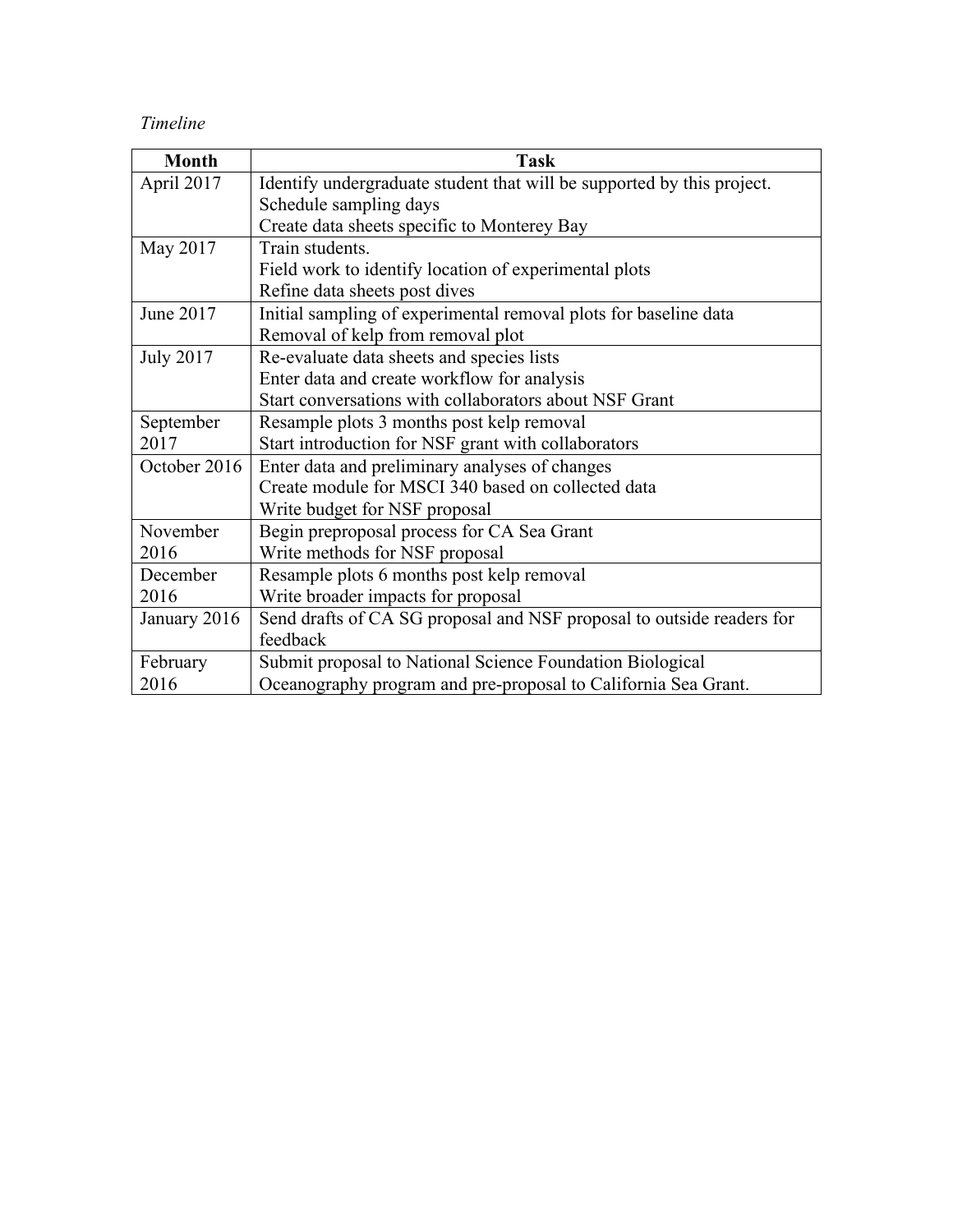*Timeline*

| Month | Task |
|---|---|
| April 2017 | Identify undergraduate student that will be supported by this project.<br>Schedule sampling days<br>Create data sheets specific to Monterey Bay |
| May 2017 | Train students.<br>Field work to identify location of experimental plots<br>Refine data sheets post dives |
| June 2017 | Initial sampling of experimental removal plots for baseline data<br>Removal of kelp from removal plot |
| July 2017 | Re-evaluate data sheets and species lists<br>Enter data and create workflow for analysis<br>Start conversations with collaborators about NSF Grant |
| September 2017 | Resample plots 3 months post kelp removal<br>Start introduction for NSF grant with collaborators |
| October 2016 | Enter data and preliminary analyses of changes<br>Create module for MSCI 340 based on collected data<br>Write budget for NSF proposal |
| November 2016 | Begin preproposal process for CA Sea Grant<br>Write methods for NSF proposal |
| December 2016 | Resample plots 6 months post kelp removal<br>Write broader impacts for proposal |
| January 2016 | Send drafts of CA SG proposal and NSF proposal to outside readers for feedback |
| February 2016 | Submit proposal to National Science Foundation Biological Oceanography program and pre-proposal to California Sea Grant. |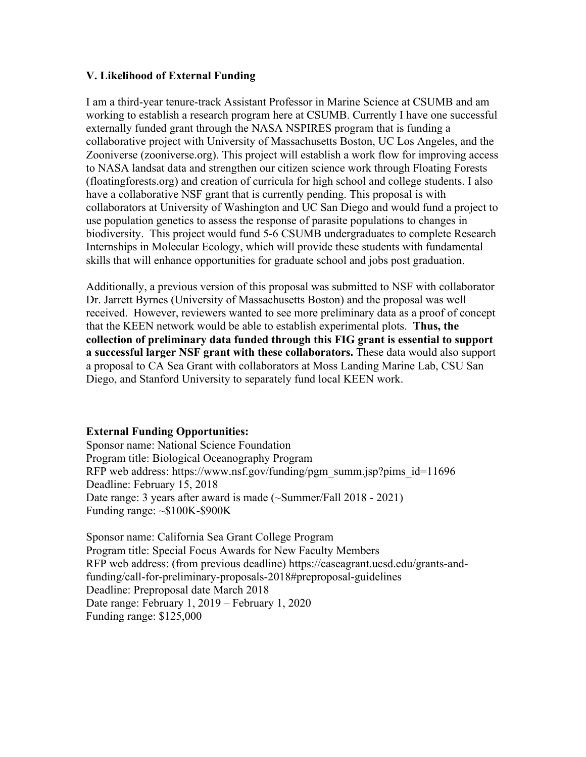### V. Likelihood of External Funding

I am a third-year tenure-track Assistant Professor in Marine Science at CSUMB and am working to establish a research program here at CSUMB. Currently I have one successful externally funded grant through the NASA NSPIRES program that is funding a collaborative project with University of Massachusetts Boston, UC Los Angeles, and the Zooniverse (zooniverse.org). This project will establish a work flow for improving access to NASA landsat data and strengthen our citizen science work through Floating Forests (floatingforests.org) and creation of curricula for high school and college students. I also have a collaborative NSF grant that is currently pending. This proposal is with collaborators at University of Washington and UC San Diego and would fund a project to use population genetics to assess the response of parasite populations to changes in biodiversity. This project would fund 5-6 CSUMB undergraduates to complete Research Internships in Molecular Ecology, which will provide these students with fundamental skills that will enhance opportunities for graduate school and jobs post graduation.

Additionally, a previous version of this proposal was submitted to NSF with collaborator Dr. Jarrett Byrnes (University of Massachusetts Boston) and the proposal was well received. However, reviewers wanted to see more preliminary data as a proof of concept that the KEEN network would be able to establish experimental plots. **Thus, the collection of preliminary data funded through this FIG grant is essential to support a successful larger NSF grant with these collaborators.** These data would also support a proposal to CA Sea Grant with collaborators at Moss Landing Marine Lab, CSU San Diego, and Stanford University to separately fund local KEEN work.

**External Funding Opportunities:**

Sponsor name: National Science Foundation
Program title: Biological Oceanography Program
RFP web address: https://www.nsf.gov/funding/pgm_summ.jsp?pims_id=11696
Deadline: February 15, 2018
Date range: 3 years after award is made (~Summer/Fall 2018 - 2021)
Funding range: ~$100K-$900K

Sponsor name: California Sea Grant College Program
Program title: Special Focus Awards for New Faculty Members
RFP web address: (from previous deadline) https://caseagrant.ucsd.edu/grants-and-funding/call-for-preliminary-proposals-2018#preproposal-guidelines
Deadline: Preproposal date March 2018
Date range: February 1, 2019 – February 1, 2020
Funding range: $125,000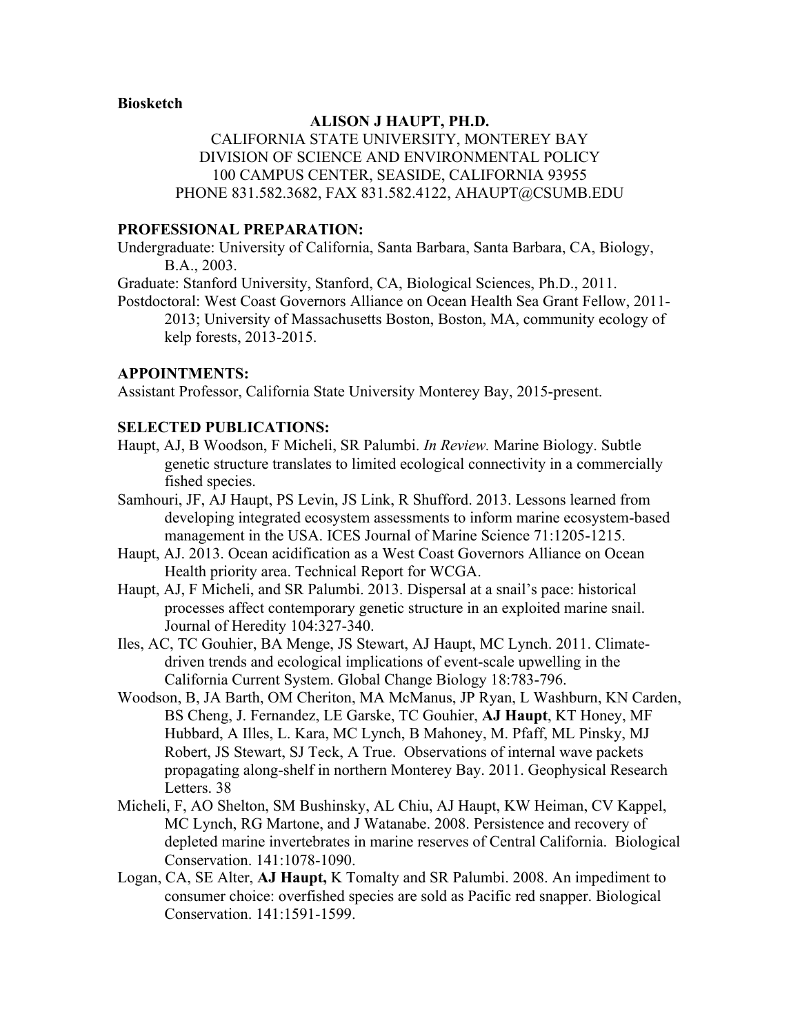**Biosketch**

**ALISON J HAUPT, PH.D.**

CALIFORNIA STATE UNIVERSITY, MONTEREY BAY
DIVISION OF SCIENCE AND ENVIRONMENTAL POLICY
100 CAMPUS CENTER, SEASIDE, CALIFORNIA 93955
PHONE 831.582.3682, FAX 831.582.4122, AHAUPT@CSUMB.EDU

**PROFESSIONAL PREPARATION:**

Undergraduate: University of California, Santa Barbara, Santa Barbara, CA, Biology, B.A., 2003.

Graduate: Stanford University, Stanford, CA, Biological Sciences, Ph.D., 2011.

Postdoctoral: West Coast Governors Alliance on Ocean Health Sea Grant Fellow, 2011-2013; University of Massachusetts Boston, Boston, MA, community ecology of kelp forests, 2013-2015.

**APPOINTMENTS:**

Assistant Professor, California State University Monterey Bay, 2015-present.

**SELECTED PUBLICATIONS:**

Haupt, AJ, B Woodson, F Micheli, SR Palumbi. *In Review.* Marine Biology. Subtle genetic structure translates to limited ecological connectivity in a commercially fished species.

Samhouri, JF, AJ Haupt, PS Levin, JS Link, R Shufford. 2013. Lessons learned from developing integrated ecosystem assessments to inform marine ecosystem-based management in the USA. ICES Journal of Marine Science 71:1205-1215.

Haupt, AJ. 2013. Ocean acidification as a West Coast Governors Alliance on Ocean Health priority area. Technical Report for WCGA.

Haupt, AJ, F Micheli, and SR Palumbi. 2013. Dispersal at a snail's pace: historical processes affect contemporary genetic structure in an exploited marine snail. Journal of Heredity 104:327-340.

Iles, AC, TC Gouhier, BA Menge, JS Stewart, AJ Haupt, MC Lynch. 2011. Climate-driven trends and ecological implications of event-scale upwelling in the California Current System. Global Change Biology 18:783-796.

Woodson, B, JA Barth, OM Cheriton, MA McManus, JP Ryan, L Washburn, KN Carden, BS Cheng, J. Fernandez, LE Garske, TC Gouhier, **AJ Haupt**, KT Honey, MF Hubbard, A Illes, L. Kara, MC Lynch, B Mahoney, M. Pfaff, ML Pinsky, MJ Robert, JS Stewart, SJ Teck, A True. Observations of internal wave packets propagating along-shelf in northern Monterey Bay. 2011. Geophysical Research Letters. 38

Micheli, F, AO Shelton, SM Bushinsky, AL Chiu, AJ Haupt, KW Heiman, CV Kappel, MC Lynch, RG Martone, and J Watanabe. 2008. Persistence and recovery of depleted marine invertebrates in marine reserves of Central California. Biological Conservation. 141:1078-1090.

Logan, CA, SE Alter, **AJ Haupt,** K Tomalty and SR Palumbi. 2008. An impediment to consumer choice: overfished species are sold as Pacific red snapper. Biological Conservation. 141:1591-1599.